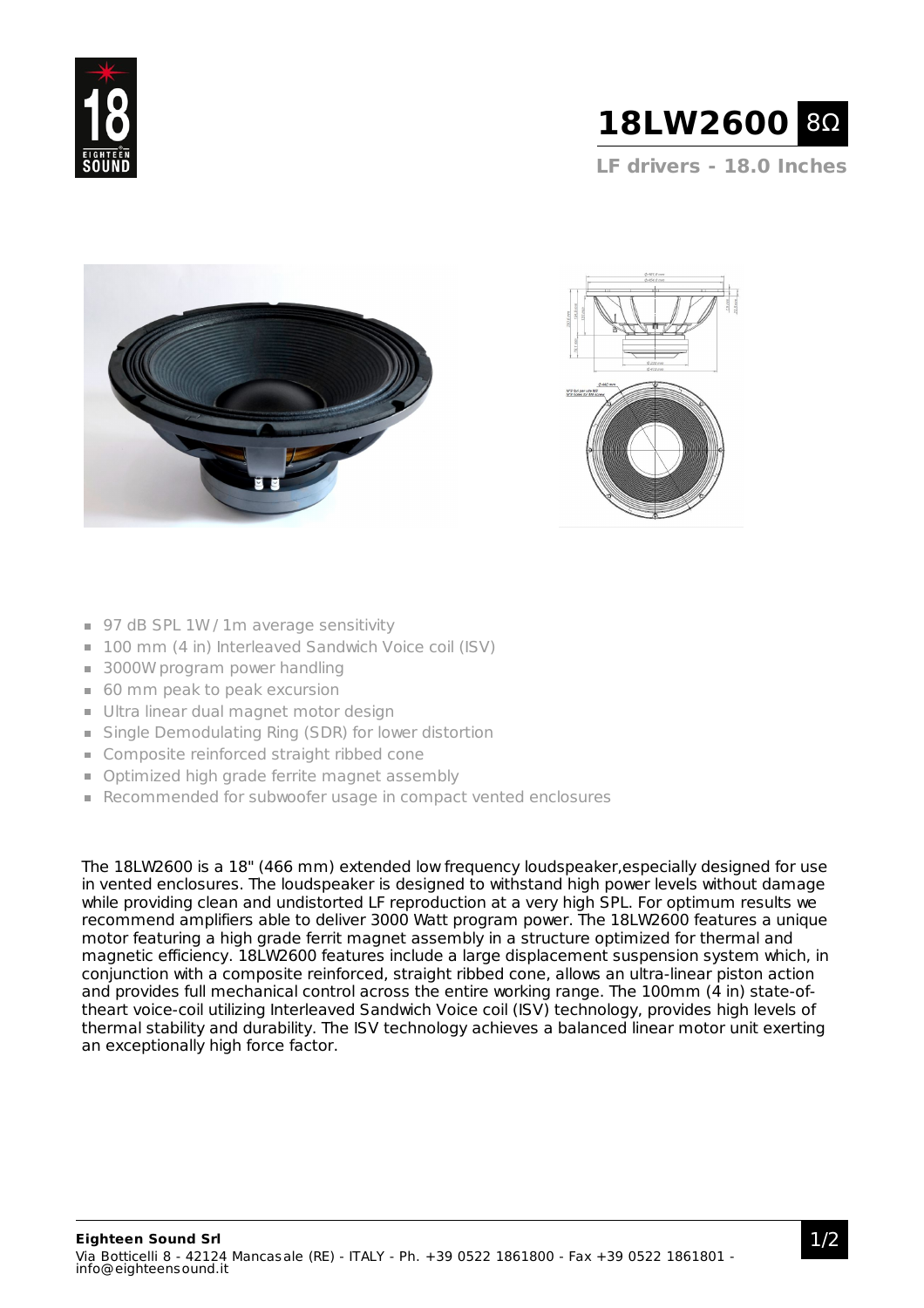# 18LW2600 8Ω

## LF drivers - 18.0 Inches

- 97 dB SPL 1W / 1m average sensitivity
- 100 mm (4 in) Interleaved Sandwich Voice coil (ISV)
- 3000W program power handling
- 60 mm peak to peak excursion
- Ultra linear dual magnet motor design
- Single Demodulating Ring (SDR) for lower distortion
- Composite reinforced straight ribbed cone
- Optimized high grade ferrite magnet assembly
- Recommended for subwoofer usage in compact vented enclosures

The 18LW2600 is a 18" (466 mm) extended low frequency loudspeaker,especially designed for use in vented enclosures. The loudspeaker is designed to withstand high power levels without damage while providing clean and undistorted LF reproduction at a very high SPL. For optimum results we recommend amplifiers able to deliver 3000 Watt program power. The 18LW2600 features a unique motor featuring a high grade ferrit magnet assembly in a structure optimized for thermal and magnetic efficiency. 18LW2600 features include a large displacement suspension system which, in conjunction with a composite reinforced, straight ribbed cone, allows an ultra-linear piston action and provides full mechanical control across the entire working range. The 100mm (4 in) state-of-theart voice-coil utilizing Interleaved Sandwich Voice coil (ISV) technology, provides high levels of thermal stability and durability. The ISV technology achieves a balanced linear motor unit exerting an exceptionally high force factor.

**Eighteen Sound Srl**
Via Botticelli 8 - 42124 Mancasale (RE) - ITALY - Ph. +39 0522 1861800 - Fax +39 0522 1861801 - info@eighteensound.it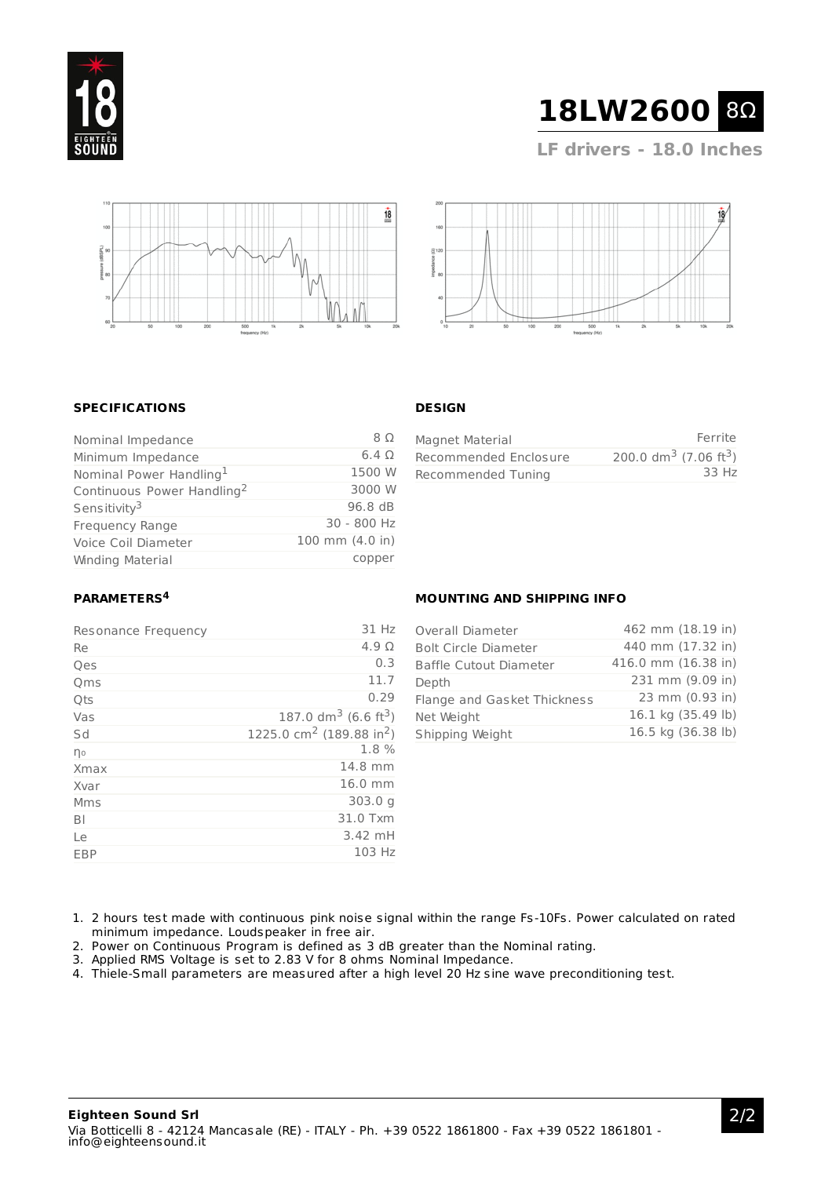# 18LW2600 8Ω

LF drivers - 18.0 Inches

110
100
90
80
70
60
pressure (dBSPL)
20 50 100 200 500 1k 2k 5k 10k 20k
frequency (Hz)

200
160
120
80
40
0
impedance (Ω)
10 20 50 100 200 500 1k 2k 5k 10k 20k
frequency (Hz)

## SPECIFICATIONS

| | |
|---|---|
| Nominal Impedance | 8 Ω |
| Minimum Impedance | 6.4 Ω |
| Nominal Power Handling[1] | 1500 W |
| Continuous Power Handling[2] | 3000 W |
| Sensitivity[3] | 96.8 dB |
| Frequency Range | 30 - 800 Hz |
| Voice Coil Diameter | 100 mm (4.0 in) |
| Winding Material | copper |

## DESIGN

| | |
|---|---|
| Magnet Material | Ferrite |
| Recommended Enclosure | 200.0 $dm^3$ (7.06 $ft^3$) |
| Recommended Tuning | 33 Hz |

## PARAMETERS[4]

| | |
|---|---|
| Resonance Frequency | 31 Hz |
| Re | 4.9 Ω |
| Qes | 0.3 |
| Qms | 11.7 |
| Qts | 0.29 |
| Vas | 187.0 $dm^3$ (6.6 $ft^3$) |
| Sd | 1225.0 $cm^2$ (189.88 $in^2$) |
| $\eta_0$ | 1.8 % |
| Xmax | 14.8 mm |
| Xvar | 16.0 mm |
| Mms | 303.0 g |
| Bl | 31.0 Txm |
| Le | 3.42 mH |
| EBP | 103 Hz |

## MOUNTING AND SHIPPING INFO

| | |
|---|---|
| Overall Diameter | 462 mm (18.19 in) |
| Bolt Circle Diameter | 440 mm (17.32 in) |
| Baffle Cutout Diameter | 416.0 mm (16.38 in) |
| Depth | 231 mm (9.09 in) |
| Flange and Gasket Thickness | 23 mm (0.93 in) |
| Net Weight | 16.1 kg (35.49 lb) |
| Shipping Weight | 16.5 kg (36.38 lb) |

1. 2 hours test made with continuous pink noise signal within the range Fs-10Fs. Power calculated on rated minimum impedance. Loudspeaker in free air.
2. Power on Continuous Program is defined as 3 dB greater than the Nominal rating.
3. Applied RMS Voltage is set to 2.83 V for 8 ohms Nominal Impedance.
4. Thiele-Small parameters are measured after a high level 20 Hz sine wave preconditioning test.

**Eighteen Sound Srl**
Via Botticelli 8 - 42124 Mancasale (RE) - ITALY - Ph. +39 0522 1861800 - Fax +39 0522 1861801 - info@eighteensound.it